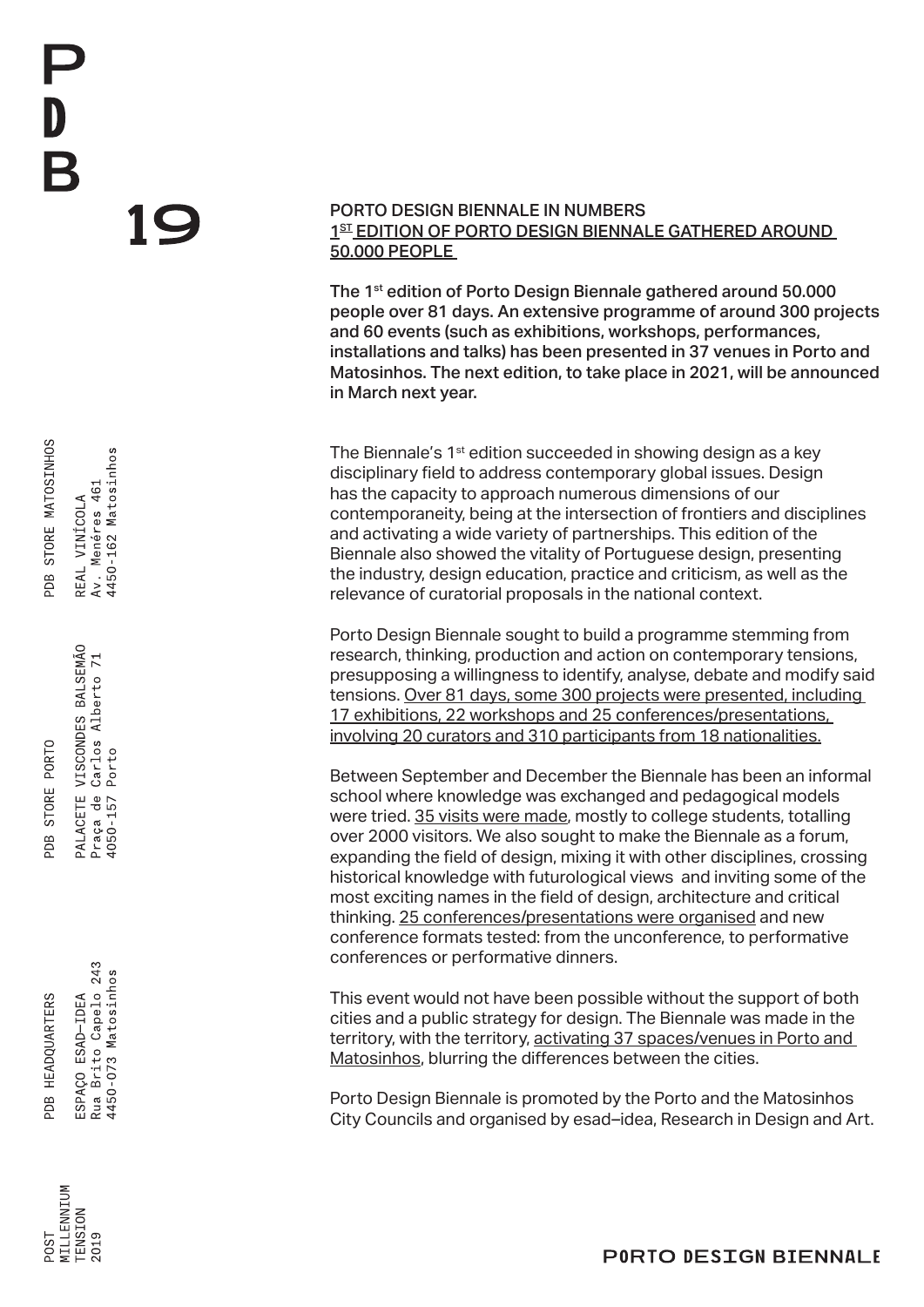PDB

19

# PORTO DESIGN BIENNALE IN NUMBERS

## 1ST EDITION OF PORTO DESIGN BIENNALE GATHERED AROUND 50.000 PEOPLE

**The 1st edition of Porto Design Biennale gathered around 50.000 people over 81 days. An extensive programme of around 300 projects and 60 events (such as exhibitions, workshops, performances, installations and talks) has been presented in 37 venues in Porto and Matosinhos. The next edition, to take place in 2021, will be announced in March next year.**

The Biennale's 1st edition succeeded in showing design as a key disciplinary field to address contemporary global issues. Design has the capacity to approach numerous dimensions of our contemporaneity, being at the intersection of frontiers and disciplines and activating a wide variety of partnerships. This edition of the Biennale also showed the vitality of Portuguese design, presenting the industry, design education, practice and criticism, as well as the relevance of curatorial proposals in the national context.

Porto Design Biennale sought to build a programme stemming from research, thinking, production and action on contemporary tensions, presupposing a willingness to identify, analyse, debate and modify said tensions. Over 81 days, some 300 projects were presented, including 17 exhibitions, 22 workshops and 25 conferences/presentations, involving 20 curators and 310 participants from 18 nationalities.

Between September and December the Biennale has been an informal school where knowledge was exchanged and pedagogical models were tried. 35 visits were made, mostly to college students, totalling over 2000 visitors. We also sought to make the Biennale as a forum, expanding the field of design, mixing it with other disciplines, crossing historical knowledge with futurological views and inviting some of the most exciting names in the field of design, architecture and critical thinking. 25 conferences/presentations were organised and new conference formats tested: from the unconference, to performative conferences or performative dinners.

This event would not have been possible without the support of both cities and a public strategy for design. The Biennale was made in the territory, with the territory, activating 37 spaces/venues in Porto and Matosinhos, blurring the differences between the cities.

Porto Design Biennale is promoted by the Porto and the Matosinhos City Councils and organised by esad–idea, Research in Design and Art.

PDB STORE MATOSINHOS
REAL VINÍCOLA
Av. Menéres 461
4450-162 Matosinhos

PDB STORE PORTO
PALACETE VISCONDES BALSEMÃO
Praça de Carlos Alberto 71
4050-157 Porto

PDB HEADQUARTERS
ESPAÇO ESAD—IDEA
Rua Brito Capelo 243
4450-073 Matosinhos

POST
MILLENNIUM
TENSION
2019

PORTO DESIGN BIENNALE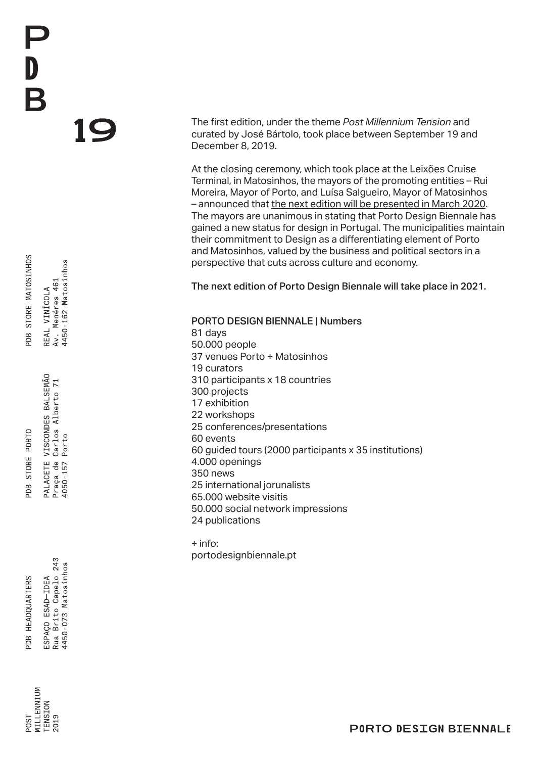# PDB 19

The first edition, under the theme *Post Millennium Tension* and curated by José Bártolo, took place between September 19 and December 8, 2019.

At the closing ceremony, which took place at the Leixões Cruise Terminal, in Matosinhos, the mayors of the promoting entities – Rui Moreira, Mayor of Porto, and Luísa Salgueiro, Mayor of Matosinhos – announced that the next edition will be presented in March 2020. The mayors are unanimous in stating that Porto Design Biennale has gained a new status for design in Portugal. The municipalities maintain their commitment to Design as a differentiating element of Porto and Matosinhos, valued by the business and political sectors in a perspective that cuts across culture and economy.

The next edition of Porto Design Biennale will take place in 2021.

## PORTO DESIGN BIENNALE | Numbers

81 days
50.000 people
37 venues Porto + Matosinhos
19 curators
310 participants x 18 countries
300 projects
17 exhibition
22 workshops
25 conferences/presentations
60 events
60 guided tours (2000 participants x 35 institutions)
4.000 openings
350 news
25 international jorunalists
65.000 website visitis
50.000 social network impressions
24 publications

+ info:
portodesignbiennale.pt

PDB STORE MATOSINHOS
REAL VINÍCOLA
Av. Menéres 461
4450-162 Matosinhos

PDB STORE PORTO
PALACETE VISCONDES BALSEMÃO
Praça de Carlos Alberto 71
4050-157 Porto

PDB HEADQUARTERS
ESPAÇO ESAD—IDEA
Rua Brito Capelo 243
4450-073 Matosinhos

POST MILLENNIUM TENSION 2019

PORTO DESIGN BIENNALE